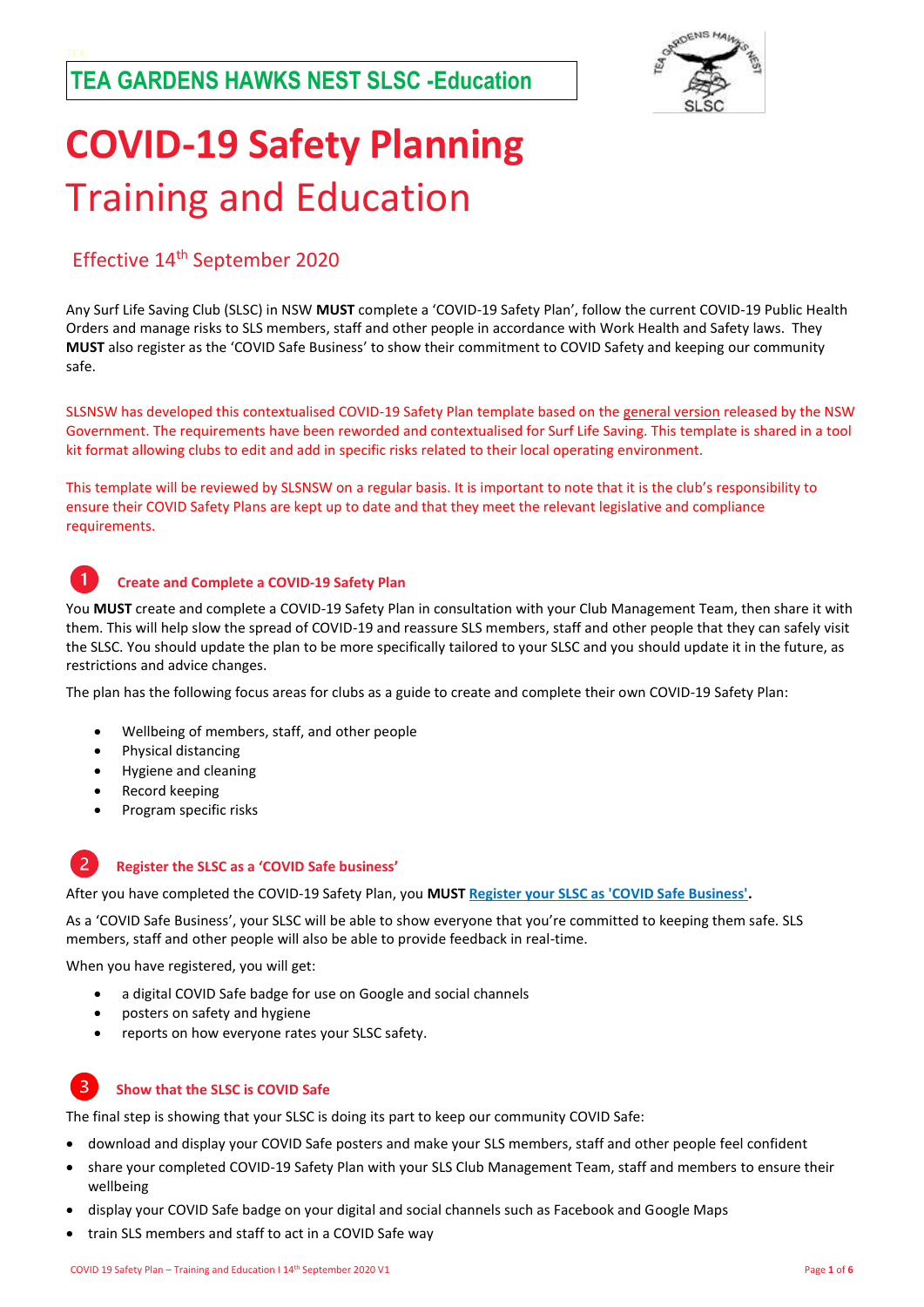# TEA GARDENS HAWKS NEST SLSC -Education

# COVID-19 Safety Planning

## Training and Education

### Effective 14th September 2020

Any Surf Life Saving Club (SLSC) in NSW **MUST** complete a 'COVID-19 Safety Plan', follow the current COVID-19 Public Health Orders and manage risks to SLS members, staff and other people in accordance with Work Health and Safety laws. They **MUST** also register as the 'COVID Safe Business' to show their commitment to COVID Safety and keeping our community safe.

SLSNSW has developed this contextualised COVID-19 Safety Plan template based on the general version released by the NSW Government. The requirements have been reworded and contextualised for Surf Life Saving. This template is shared in a tool kit format allowing clubs to edit and add in specific risks related to their local operating environment.

This template will be reviewed by SLSNSW on a regular basis. It is important to note that it is the club's responsibility to ensure their COVID Safety Plans are kept up to date and that they meet the relevant legislative and compliance requirements.

### 1 Create and Complete a COVID-19 Safety Plan

You **MUST** create and complete a COVID-19 Safety Plan in consultation with your Club Management Team, then share it with them. This will help slow the spread of COVID-19 and reassure SLS members, staff and other people that they can safely visit the SLSC. You should update the plan to be more specifically tailored to your SLSC and you should update it in the future, as restrictions and advice changes.

The plan has the following focus areas for clubs as a guide to create and complete their own COVID-19 Safety Plan:

- Wellbeing of members, staff, and other people
- Physical distancing
- Hygiene and cleaning
- Record keeping
- Program specific risks

### 2 Register the SLSC as a 'COVID Safe business'

After you have completed the COVID-19 Safety Plan, you **MUST** **Register your SLSC as 'COVID Safe Business'.**

As a 'COVID Safe Business', your SLSC will be able to show everyone that you're committed to keeping them safe. SLS members, staff and other people will also be able to provide feedback in real-time.

When you have registered, you will get:

- a digital COVID Safe badge for use on Google and social channels
- posters on safety and hygiene
- reports on how everyone rates your SLSC safety.

### 3 Show that the SLSC is COVID Safe

The final step is showing that your SLSC is doing its part to keep our community COVID Safe:

- download and display your COVID Safe posters and make your SLS members, staff and other people feel confident
- share your completed COVID-19 Safety Plan with your SLS Club Management Team, staff and members to ensure their wellbeing
- display your COVID Safe badge on your digital and social channels such as Facebook and Google Maps
- train SLS members and staff to act in a COVID Safe way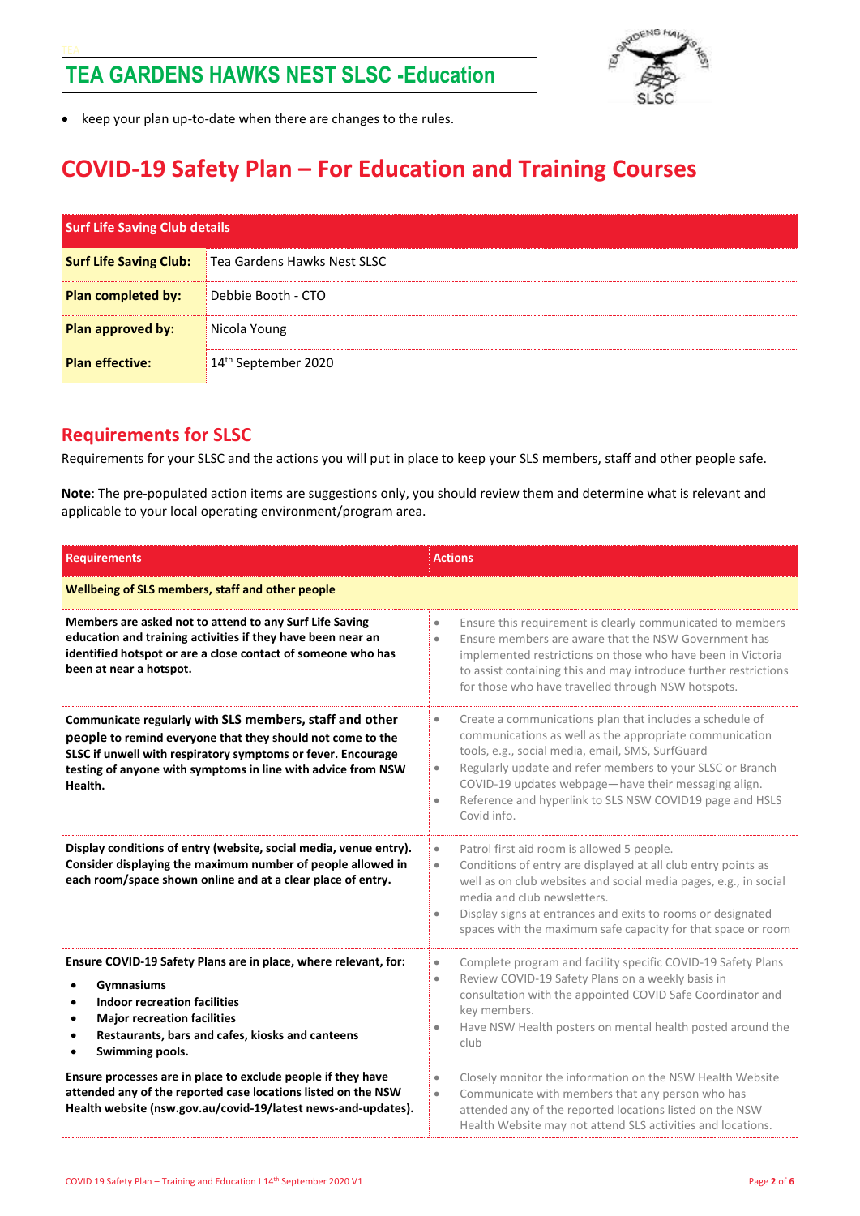- keep your plan up-to-date when there are changes to the rules.

# COVID-19 Safety Plan – For Education and Training Courses

| Surf Life Saving Club details | |
|---|---|
| **Surf Life Saving Club:** | Tea Gardens Hawks Nest SLSC |
| **Plan completed by:** | Debbie Booth - CTO |
| **Plan approved by:** | Nicola Young |
| **Plan effective:** | 14th September 2020 |

## Requirements for SLSC

Requirements for your SLSC and the actions you will put in place to keep your SLS members, staff and other people safe.

**Note**: The pre-populated action items are suggestions only, you should review them and determine what is relevant and applicable to your local operating environment/program area.

| Requirements | Actions |
|---|---|
| **Wellbeing of SLS members, staff and other people** | |
| **Members are asked not to attend to any Surf Life Saving education and training activities if they have been near an identified hotspot or are a close contact of someone who has been at near a hotspot.** | • Ensure this requirement is clearly communicated to members<br>• Ensure members are aware that the NSW Government has implemented restrictions on those who have been in Victoria to assist containing this and may introduce further restrictions for those who have travelled through NSW hotspots. |
| **Communicate regularly with SLS members, staff and other people to remind everyone that they should not come to the SLSC if unwell with respiratory symptoms or fever. Encourage testing of anyone with symptoms in line with advice from NSW Health.** | • Create a communications plan that includes a schedule of communications as well as the appropriate communication tools, e.g., social media, email, SMS, SurfGuard<br>• Regularly update and refer members to your SLSC or Branch COVID-19 updates webpage—have their messaging align.<br>• Reference and hyperlink to SLS NSW COVID19 page and HSLS Covid info. |
| **Display conditions of entry (website, social media, venue entry). Consider displaying the maximum number of people allowed in each room/space shown online and at a clear place of entry.** | • Patrol first aid room is allowed 5 people.<br>• Conditions of entry are displayed at all club entry points as well as on club websites and social media pages, e.g., in social media and club newsletters.<br>• Display signs at entrances and exits to rooms or designated spaces with the maximum safe capacity for that space or room |
| **Ensure COVID-19 Safety Plans are in place, where relevant, for:**<br>• **Gymnasiums**<br>• **Indoor recreation facilities**<br>• **Major recreation facilities**<br>• **Restaurants, bars and cafes, kiosks and canteens**<br>• **Swimming pools.** | • Complete program and facility specific COVID-19 Safety Plans<br>• Review COVID-19 Safety Plans on a weekly basis in consultation with the appointed COVID Safe Coordinator and key members.<br>• Have NSW Health posters on mental health posted around the club |
| **Ensure processes are in place to exclude people if they have attended any of the reported case locations listed on the NSW Health website (nsw.gov.au/covid-19/latest news-and-updates).** | • Closely monitor the information on the NSW Health Website<br>• Communicate with members that any person who has attended any of the reported locations listed on the NSW Health Website may not attend SLS activities and locations. |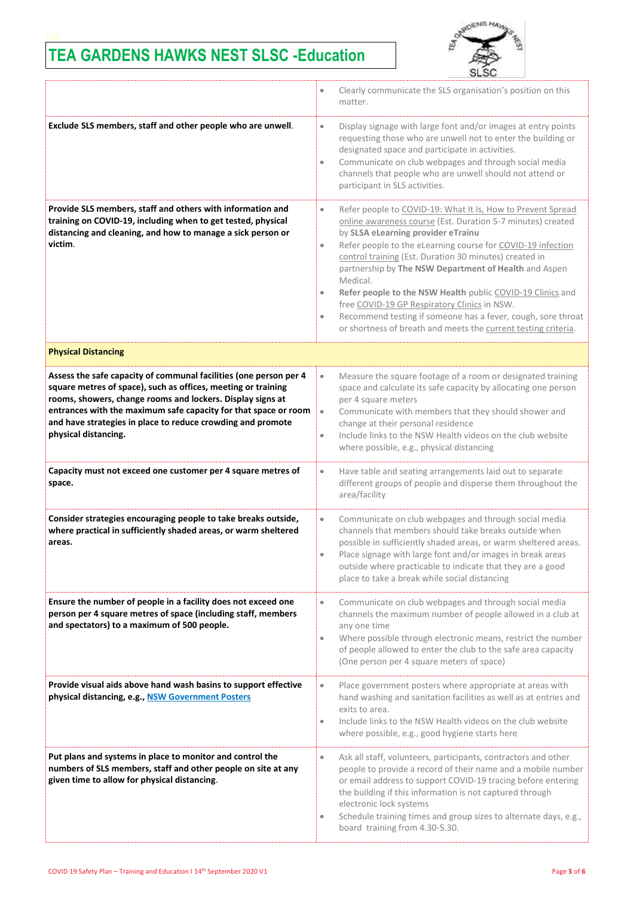# TEA GARDENS HAWKS NEST SLSC -Education

| | |
|---|---|
| | • Clearly communicate the SLS organisation's position on this matter. |
| **Exclude SLS members, staff and other people who are unwell**. | • Display signage with large font and/or images at entry points requesting those who are unwell not to enter the building or designated space and participate in activities.<br>• Communicate on club webpages and through social media channels that people who are unwell should not attend or participant in SLS activities. |
| **Provide SLS members, staff and others with information and training on COVID-19, including when to get tested, physical distancing and cleaning, and how to manage a sick person or victim**. | • Refer people to COVID-19: What It Is, How to Prevent Spread online awareness course (Est. Duration 5-7 minutes) created by **SLSA eLearning provider eTrainu**<br>• Refer people to the eLearning course for COVID-19 infection control training (Est. Duration 30 minutes) created in partnership by **The NSW Department of Health** and Aspen Medical.<br>• **Refer people to the NSW Health** public COVID-19 Clinics and free COVID-19 GP Respiratory Clinics in NSW.<br>• Recommend testing if someone has a fever, cough, sore throat or shortness of breath and meets the current testing criteria. |
| **Physical Distancing** | |
| **Assess the safe capacity of communal facilities (one person per 4 square metres of space), such as offices, meeting or training rooms, showers, change rooms and lockers. Display signs at entrances with the maximum safe capacity for that space or room and have strategies in place to reduce crowding and promote physical distancing.** | • Measure the square footage of a room or designated training space and calculate its safe capacity by allocating one person per 4 square meters<br>• Communicate with members that they should shower and change at their personal residence<br>• Include links to the NSW Health videos on the club website where possible, e.g., physical distancing |
| **Capacity must not exceed one customer per 4 square metres of space.** | • Have table and seating arrangements laid out to separate different groups of people and disperse them throughout the area/facility |
| **Consider strategies encouraging people to take breaks outside, where practical in sufficiently shaded areas, or warm sheltered areas.** | • Communicate on club webpages and through social media channels that members should take breaks outside when possible in sufficiently shaded areas, or warm sheltered areas.<br>• Place signage with large font and/or images in break areas outside where practicable to indicate that they are a good place to take a break while social distancing |
| **Ensure the number of people in a facility does not exceed one person per 4 square metres of space (including staff, members and spectators) to a maximum of 500 people.** | • Communicate on club webpages and through social media channels the maximum number of people allowed in a club at any one time<br>• Where possible through electronic means, restrict the number of people allowed to enter the club to the safe area capacity (One person per 4 square meters of space) |
| **Provide visual aids above hand wash basins to support effective physical distancing, e.g., NSW Government Posters** | • Place government posters where appropriate at areas with hand washing and sanitation facilities as well as at entries and exits to area.<br>• Include links to the NSW Health videos on the club website where possible, e.g., good hygiene starts here |
| **Put plans and systems in place to monitor and control the numbers of SLS members, staff and other people on site at any given time to allow for physical distancing**. | • Ask all staff, volunteers, participants, contractors and other people to provide a record of their name and a mobile number or email address to support COVID-19 tracing before entering the building if this information is not captured through electronic lock systems<br>• Schedule training times and group sizes to alternate days, e.g., board training from 4.30-5.30. |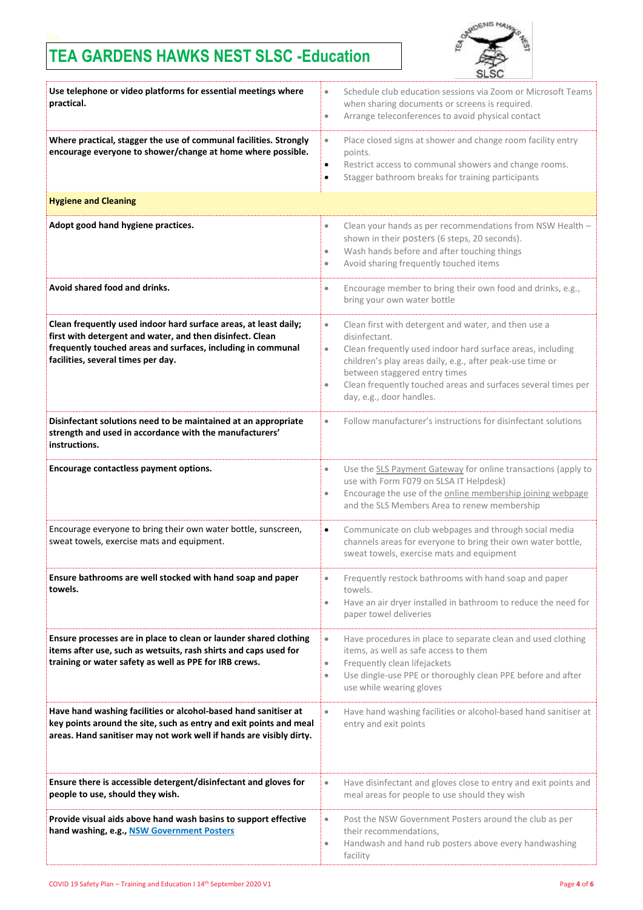# TEA GARDENS HAWKS NEST SLSC -Education

| | |
|---|---|
| **Use telephone or video platforms for essential meetings where practical.** | • Schedule club education sessions via Zoom or Microsoft Teams when sharing documents or screens is required.<br>• Arrange teleconferences to avoid physical contact |
| **Where practical, stagger the use of communal facilities. Strongly encourage everyone to shower/change at home where possible.** | • Place closed signs at shower and change room facility entry points.<br>• Restrict access to communal showers and change rooms.<br>• Stagger bathroom breaks for training participants |
| **Hygiene and Cleaning** | |
| **Adopt good hand hygiene practices.** | • Clean your hands as per recommendations from NSW Health – shown in their posters (6 steps, 20 seconds).<br>• Wash hands before and after touching things<br>• Avoid sharing frequently touched items |
| **Avoid shared food and drinks.** | • Encourage member to bring their own food and drinks, e.g., bring your own water bottle |
| **Clean frequently used indoor hard surface areas, at least daily; first with detergent and water, and then disinfect. Clean frequently touched areas and surfaces, including in communal facilities, several times per day.** | • Clean first with detergent and water, and then use a disinfectant.<br>• Clean frequently used indoor hard surface areas, including children's play areas daily, e.g., after peak-use time or between staggered entry times<br>• Clean frequently touched areas and surfaces several times per day, e.g., door handles. |
| **Disinfectant solutions need to be maintained at an appropriate strength and used in accordance with the manufacturers' instructions.** | • Follow manufacturer's instructions for disinfectant solutions |
| **Encourage contactless payment options.** | • Use the SLS Payment Gateway for online transactions (apply to use with Form F079 on SLSA IT Helpdesk)<br>• Encourage the use of the online membership joining webpage and the SLS Members Area to renew membership |
| Encourage everyone to bring their own water bottle, sunscreen, sweat towels, exercise mats and equipment. | • Communicate on club webpages and through social media channels areas for everyone to bring their own water bottle, sweat towels, exercise mats and equipment |
| **Ensure bathrooms are well stocked with hand soap and paper towels.** | • Frequently restock bathrooms with hand soap and paper towels.<br>• Have an air dryer installed in bathroom to reduce the need for paper towel deliveries |
| **Ensure processes are in place to clean or launder shared clothing items after use, such as wetsuits, rash shirts and caps used for training or water safety as well as PPE for IRB crews.** | • Have procedures in place to separate clean and used clothing items, as well as safe access to them<br>• Frequently clean lifejackets<br>• Use dingle-use PPE or thoroughly clean PPE before and after use while wearing gloves |
| **Have hand washing facilities or alcohol-based hand sanitiser at key points around the site, such as entry and exit points and meal areas. Hand sanitiser may not work well if hands are visibly dirty.** | • Have hand washing facilities or alcohol-based hand sanitiser at entry and exit points |
| **Ensure there is accessible detergent/disinfectant and gloves for people to use, should they wish.** | • Have disinfectant and gloves close to entry and exit points and meal areas for people to use should they wish |
| **Provide visual aids above hand wash basins to support effective hand washing, e.g., NSW Government Posters** | • Post the NSW Government Posters around the club as per their recommendations,<br>• Handwash and hand rub posters above every handwashing facility |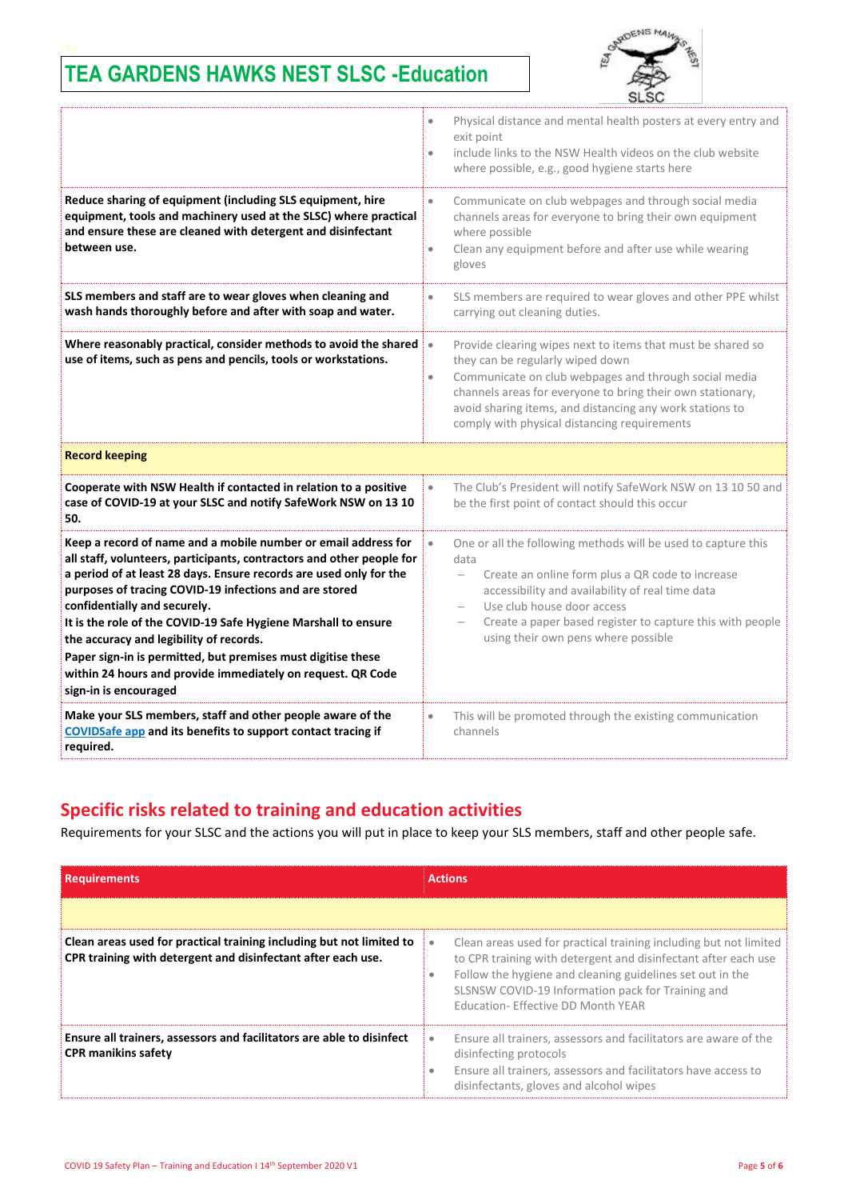# TEA GARDENS HAWKS NEST SLSC -Education

| | |
|---|---|
| | • Physical distance and mental health posters at every entry and exit point<br>• include links to the NSW Health videos on the club website where possible, e.g., good hygiene starts here |
| **Reduce sharing of equipment (including SLS equipment, hire equipment, tools and machinery used at the SLSC) where practical and ensure these are cleaned with detergent and disinfectant between use.** | • Communicate on club webpages and through social media channels areas for everyone to bring their own equipment where possible<br>• Clean any equipment before and after use while wearing gloves |
| **SLS members and staff are to wear gloves when cleaning and wash hands thoroughly before and after with soap and water.** | • SLS members are required to wear gloves and other PPE whilst carrying out cleaning duties. |
| **Where reasonably practical, consider methods to avoid the shared use of items, such as pens and pencils, tools or workstations.** | • Provide clearing wipes next to items that must be shared so they can be regularly wiped down<br>• Communicate on club webpages and through social media channels areas for everyone to bring their own stationary, avoid sharing items, and distancing any work stations to comply with physical distancing requirements |
| **Record keeping** | |
| **Cooperate with NSW Health if contacted in relation to a positive case of COVID-19 at your SLSC and notify SafeWork NSW on 13 10 50.** | • The Club's President will notify SafeWork NSW on 13 10 50 and be the first point of contact should this occur |
| **Keep a record of name and a mobile number or email address for all staff, volunteers, participants, contractors and other people for a period of at least 28 days. Ensure records are used only for the purposes of tracing COVID-19 infections and are stored confidentially and securely.**<br>**It is the role of the COVID-19 Safe Hygiene Marshall to ensure the accuracy and legibility of records.**<br>**Paper sign-in is permitted, but premises must digitise these within 24 hours and provide immediately on request. QR Code sign-in is encouraged** | • One or all the following methods will be used to capture this data<br>– Create an online form plus a QR code to increase accessibility and availability of real time data<br>– Use club house door access<br>– Create a paper based register to capture this with people using their own pens where possible |
| **Make your SLS members, staff and other people aware of the COVIDSafe app and its benefits to support contact tracing if required.** | • This will be promoted through the existing communication channels |

## Specific risks related to training and education activities

Requirements for your SLSC and the actions you will put in place to keep your SLS members, staff and other people safe.

| Requirements | Actions |
|---|---|
| | |
| **Clean areas used for practical training including but not limited to CPR training with detergent and disinfectant after each use.** | • Clean areas used for practical training including but not limited to CPR training with detergent and disinfectant after each use<br>• Follow the hygiene and cleaning guidelines set out in the SLSNSW COVID-19 Information pack for Training and Education- Effective DD Month YEAR |
| **Ensure all trainers, assessors and facilitators are able to disinfect CPR manikins safety** | • Ensure all trainers, assessors and facilitators are aware of the disinfecting protocols<br>• Ensure all trainers, assessors and facilitators have access to disinfectants, gloves and alcohol wipes |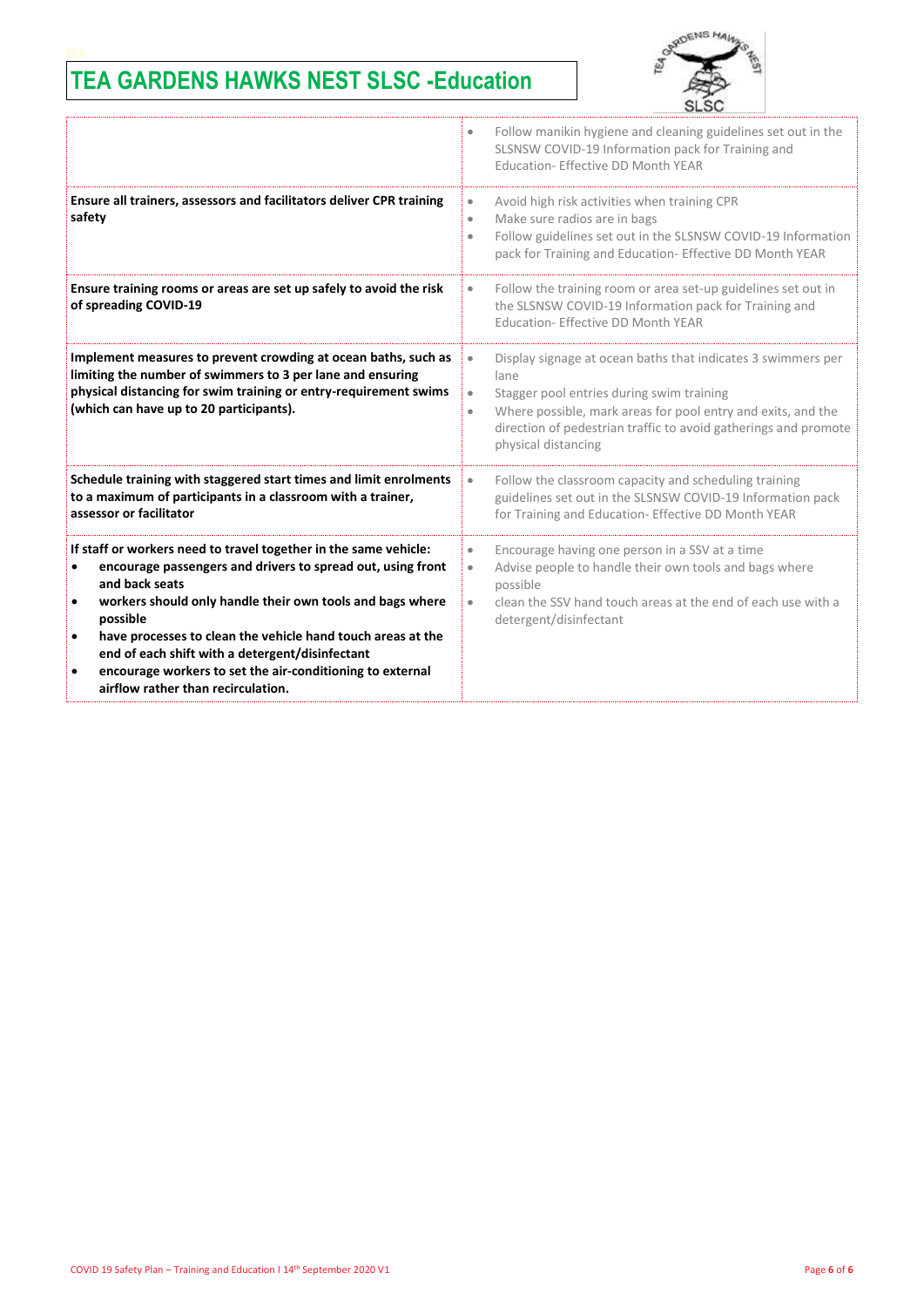| | |
|---|---|
| | • Follow manikin hygiene and cleaning guidelines set out in the SLSNSW COVID-19 Information pack for Training and Education- Effective DD Month YEAR |
| **Ensure all trainers, assessors and facilitators deliver CPR training safety** | • Avoid high risk activities when training CPR<br>• Make sure radios are in bags<br>• Follow guidelines set out in the SLSNSW COVID-19 Information pack for Training and Education- Effective DD Month YEAR |
| **Ensure training rooms or areas are set up safely to avoid the risk of spreading COVID-19** | • Follow the training room or area set-up guidelines set out in the SLSNSW COVID-19 Information pack for Training and Education- Effective DD Month YEAR |
| **Implement measures to prevent crowding at ocean baths, such as limiting the number of swimmers to 3 per lane and ensuring physical distancing for swim training or entry-requirement swims (which can have up to 20 participants).** | • Display signage at ocean baths that indicates 3 swimmers per lane<br>• Stagger pool entries during swim training<br>• Where possible, mark areas for pool entry and exits, and the direction of pedestrian traffic to avoid gatherings and promote physical distancing |
| **Schedule training with staggered start times and limit enrolments to a maximum of participants in a classroom with a trainer, assessor or facilitator** | • Follow the classroom capacity and scheduling training guidelines set out in the SLSNSW COVID-19 Information pack for Training and Education- Effective DD Month YEAR |
| **If staff or workers need to travel together in the same vehicle:**<br>• **encourage passengers and drivers to spread out, using front and back seats**<br>• **workers should only handle their own tools and bags where possible**<br>• **have processes to clean the vehicle hand touch areas at the end of each shift with a detergent/disinfectant**<br>• **encourage workers to set the air-conditioning to external airflow rather than recirculation.** | • Encourage having one person in a SSV at a time<br>• Advise people to handle their own tools and bags where possible<br>• clean the SSV hand touch areas at the end of each use with a detergent/disinfectant |